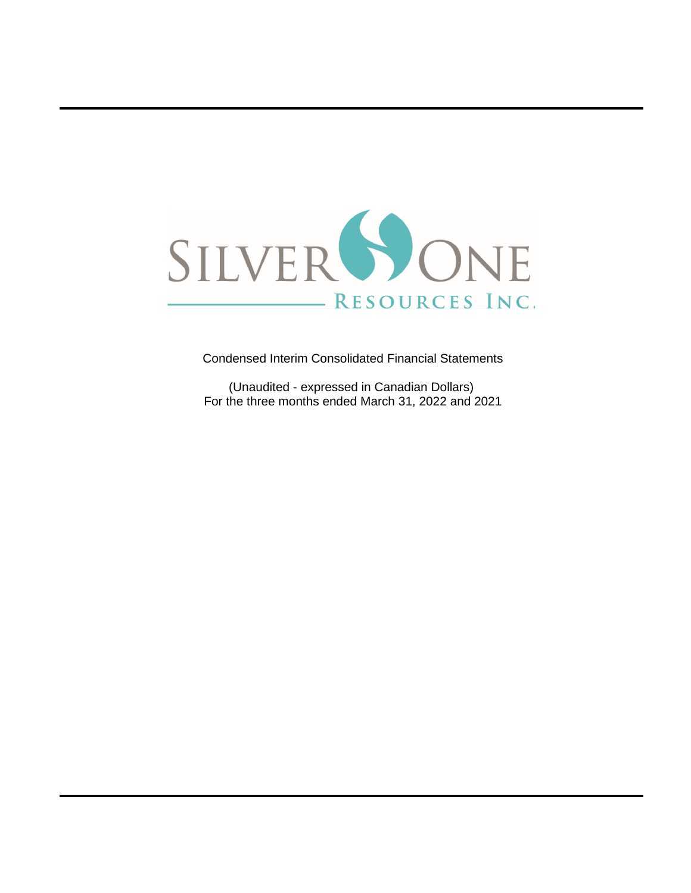SILVER ONE

RESOURCES INC.

Condensed Interim Consolidated Financial Statements

(Unaudited - expressed in Canadian Dollars)
For the three months ended March 31, 2022 and 2021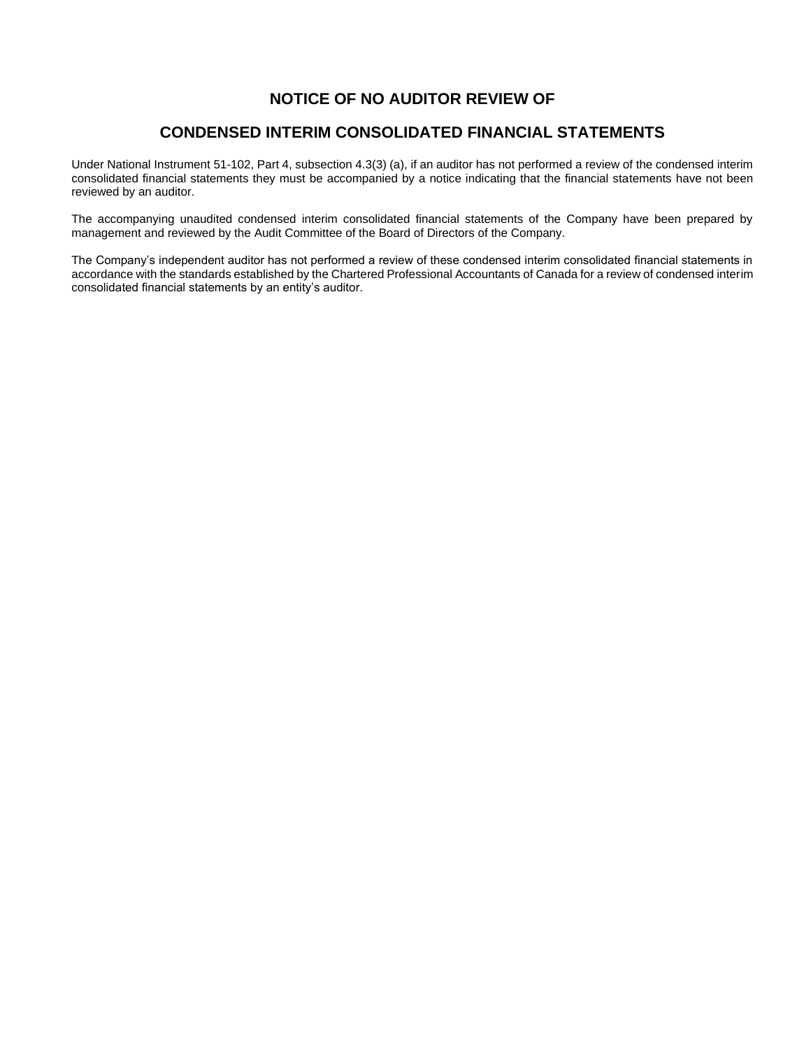# NOTICE OF NO AUDITOR REVIEW OF

# CONDENSED INTERIM CONSOLIDATED FINANCIAL STATEMENTS

Under National Instrument 51-102, Part 4, subsection 4.3(3) (a), if an auditor has not performed a review of the condensed interim consolidated financial statements they must be accompanied by a notice indicating that the financial statements have not been reviewed by an auditor.

The accompanying unaudited condensed interim consolidated financial statements of the Company have been prepared by management and reviewed by the Audit Committee of the Board of Directors of the Company.

The Company's independent auditor has not performed a review of these condensed interim consolidated financial statements in accordance with the standards established by the Chartered Professional Accountants of Canada for a review of condensed interim consolidated financial statements by an entity's auditor.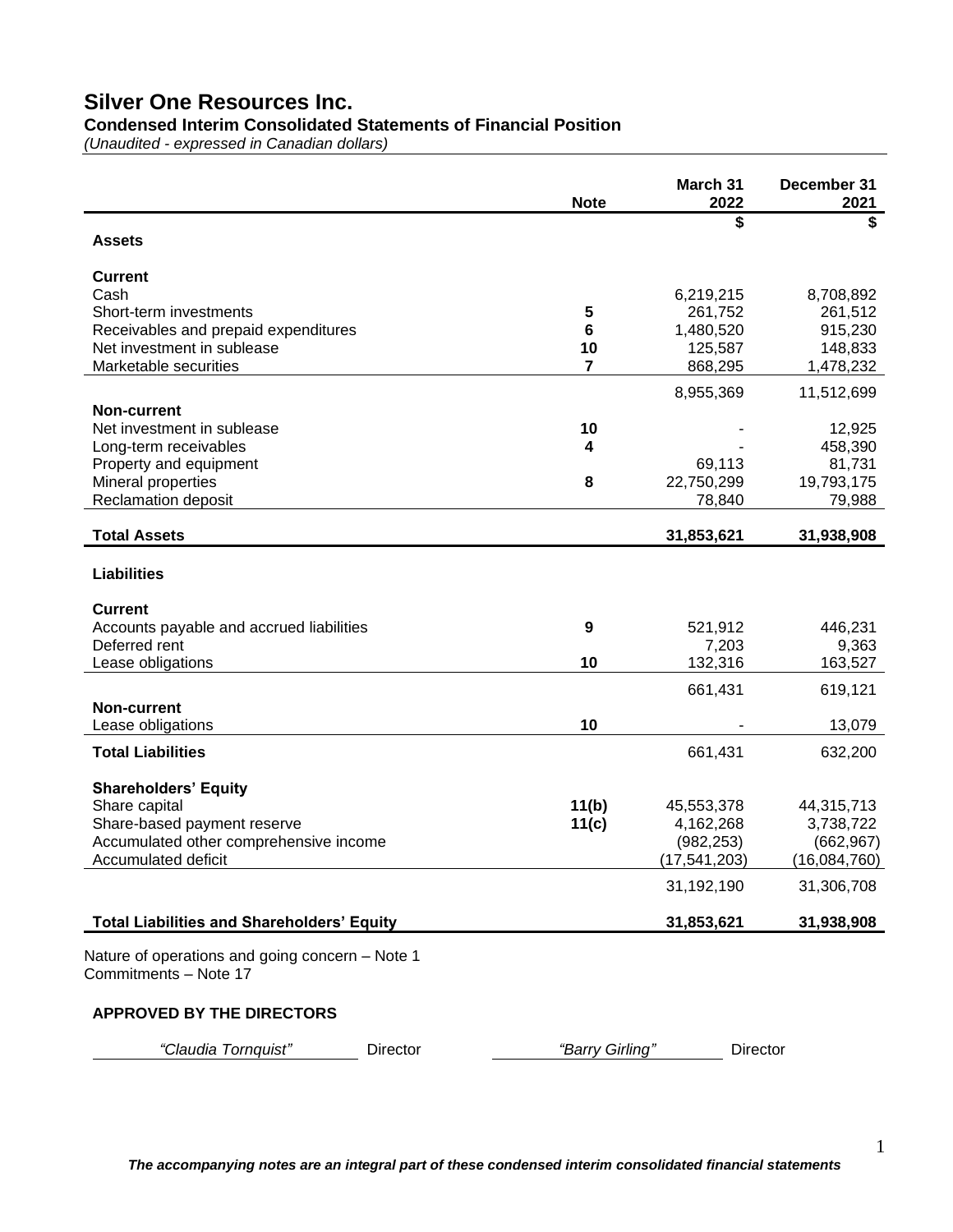# Silver One Resources Inc.

**Condensed Interim Consolidated Statements of Financial Position**

*(Unaudited - expressed in Canadian dollars)*

| | Note | March 31 2022 | December 31 2021 |
|---|---|---|---|
| | | $ | $ |
| **Assets** | | | |
| **Current** | | | |
| Cash | | 6,219,215 | 8,708,892 |
| Short-term investments | 5 | 261,752 | 261,512 |
| Receivables and prepaid expenditures | 6 | 1,480,520 | 915,230 |
| Net investment in sublease | 10 | 125,587 | 148,833 |
| Marketable securities | 7 | 868,295 | 1,478,232 |
| | | 8,955,369 | 11,512,699 |
| **Non-current** | | | |
| Net investment in sublease | 10 | - | 12,925 |
| Long-term receivables | 4 | - | 458,390 |
| Property and equipment | | 69,113 | 81,731 |
| Mineral properties | 8 | 22,750,299 | 19,793,175 |
| Reclamation deposit | | 78,840 | 79,988 |
| **Total Assets** | | **31,853,621** | **31,938,908** |
| **Liabilities** | | | |
| **Current** | | | |
| Accounts payable and accrued liabilities | 9 | 521,912 | 446,231 |
| Deferred rent | | 7,203 | 9,363 |
| Lease obligations | 10 | 132,316 | 163,527 |
| | | 661,431 | 619,121 |
| **Non-current** | | | |
| Lease obligations | 10 | - | 13,079 |
| **Total Liabilities** | | 661,431 | 632,200 |
| **Shareholders' Equity** | | | |
| Share capital | 11(b) | 45,553,378 | 44,315,713 |
| Share-based payment reserve | 11(c) | 4,162,268 | 3,738,722 |
| Accumulated other comprehensive income | | (982,253) | (662,967) |
| Accumulated deficit | | (17,541,203) | (16,084,760) |
| | | 31,192,190 | 31,306,708 |
| **Total Liabilities and Shareholders' Equity** | | **31,853,621** | **31,938,908** |

Nature of operations and going concern – Note 1

Commitments – Note 17

**APPROVED BY THE DIRECTORS**

*"Claudia Tornquist"* Director *"Barry Girling"* Director

***The accompanying notes are an integral part of these condensed interim consolidated financial statements***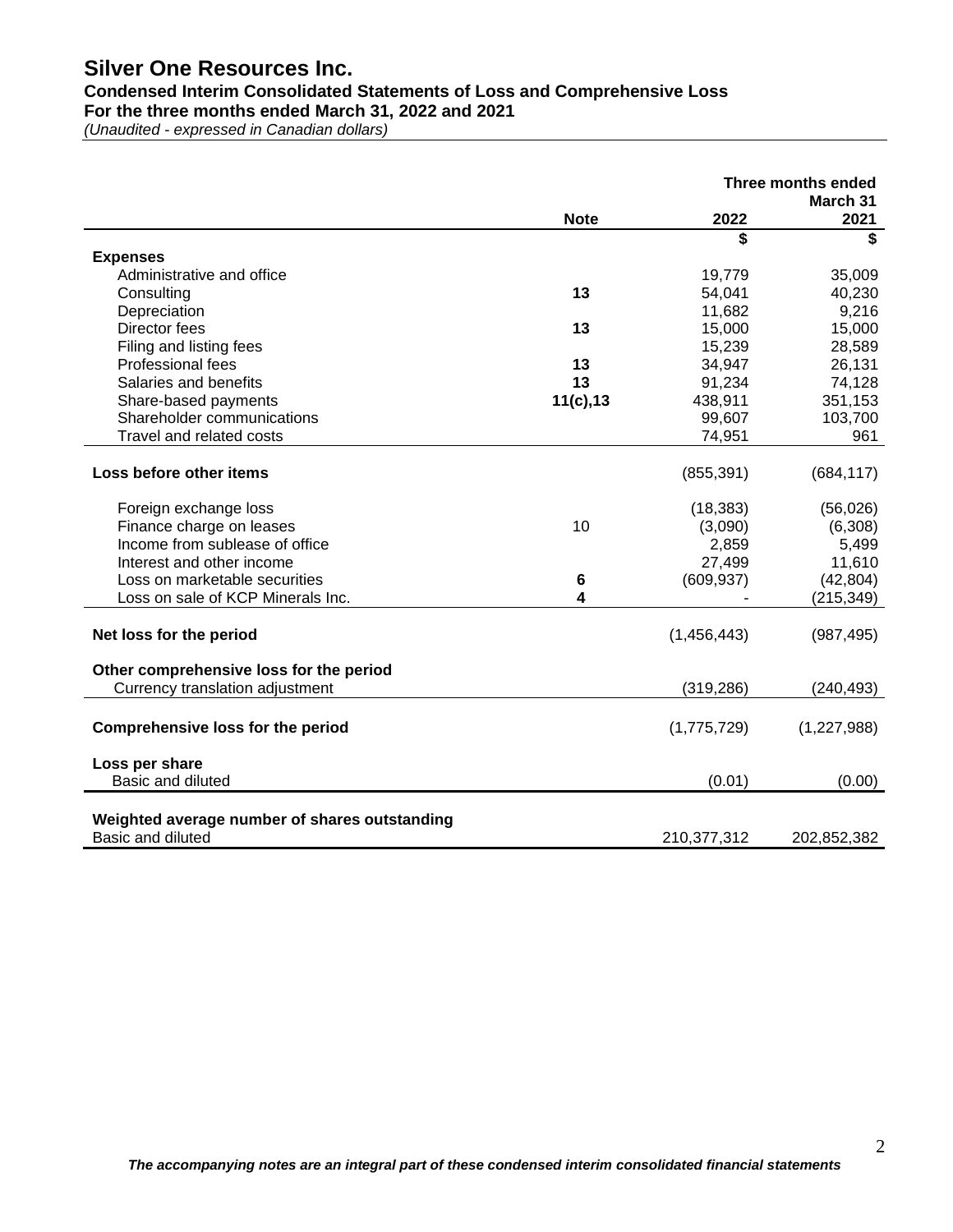# Silver One Resources Inc.

**Condensed Interim Consolidated Statements of Loss and Comprehensive Loss**
**For the three months ended March 31, 2022 and 2021**
*(Unaudited - expressed in Canadian dollars)*

| | Note | Three months ended March 31 2022 | 2021 |
|---|---|---|---|
| | | $ | $ |
| **Expenses** | | | |
| Administrative and office | | 19,779 | 35,009 |
| Consulting | **13** | 54,041 | 40,230 |
| Depreciation | | 11,682 | 9,216 |
| Director fees | **13** | 15,000 | 15,000 |
| Filing and listing fees | | 15,239 | 28,589 |
| Professional fees | **13** | 34,947 | 26,131 |
| Salaries and benefits | **13** | 91,234 | 74,128 |
| Share-based payments | **11(c),13** | 438,911 | 351,153 |
| Shareholder communications | | 99,607 | 103,700 |
| Travel and related costs | | 74,951 | 961 |
| **Loss before other items** | | (855,391) | (684,117) |
| Foreign exchange loss | | (18,383) | (56,026) |
| Finance charge on leases | 10 | (3,090) | (6,308) |
| Income from sublease of office | | 2,859 | 5,499 |
| Interest and other income | | 27,499 | 11,610 |
| Loss on marketable securities | **6** | (609,937) | (42,804) |
| Loss on sale of KCP Minerals Inc. | **4** | - | (215,349) |
| **Net loss for the period** | | (1,456,443) | (987,495) |
| **Other comprehensive loss for the period** | | | |
| Currency translation adjustment | | (319,286) | (240,493) |
| **Comprehensive loss for the period** | | (1,775,729) | (1,227,988) |
| **Loss per share** | | | |
| Basic and diluted | | (0.01) | (0.00) |
| **Weighted average number of shares outstanding** | | | |
| Basic and diluted | | 210,377,312 | 202,852,382 |

***The accompanying notes are an integral part of these condensed interim consolidated financial statements***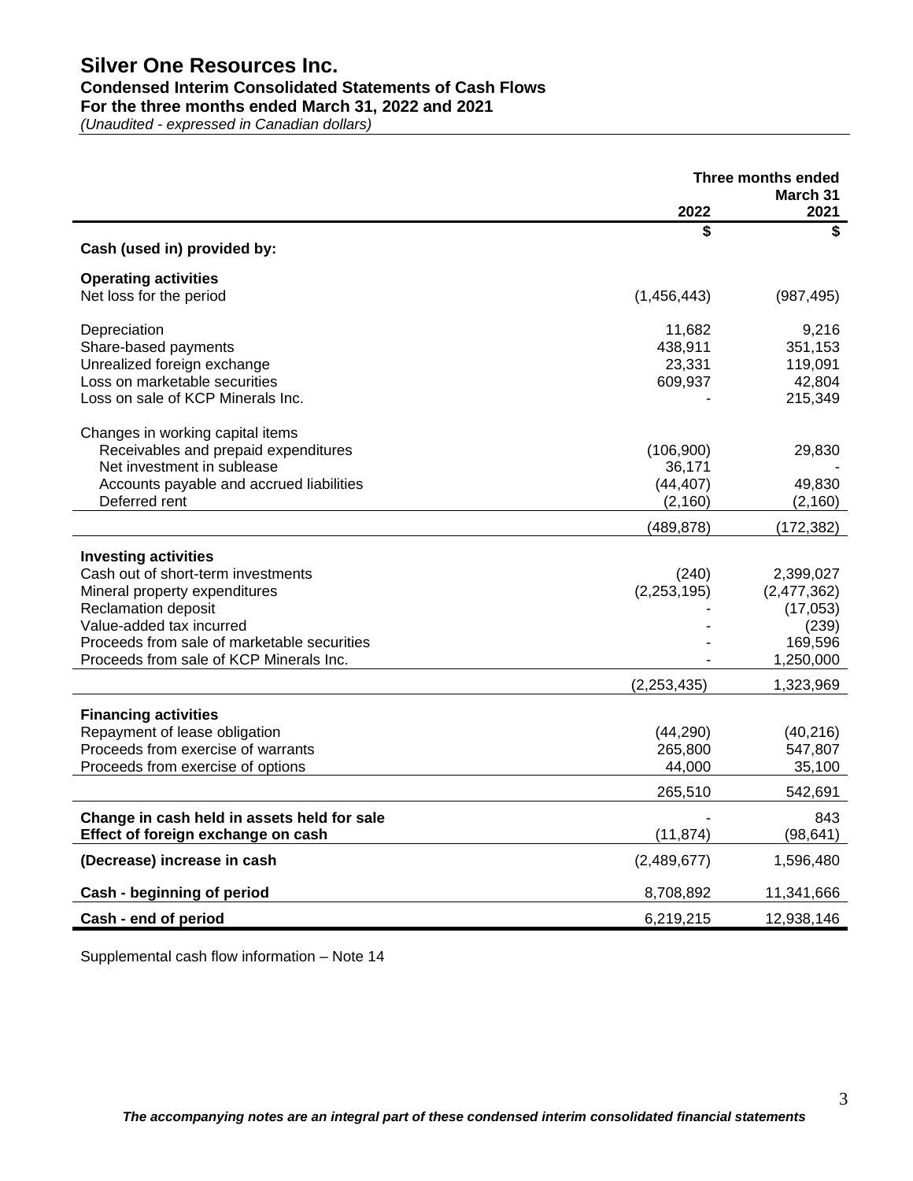# Silver One Resources Inc.

## Condensed Interim Consolidated Statements of Cash Flows

## For the three months ended March 31, 2022 and 2021

*(Unaudited - expressed in Canadian dollars)*

| | Three months ended March 31 | |
|---|---|---|
| | 2022 | 2021 |
| | $ | $ |
| **Cash (used in) provided by:** | | |
| **Operating activities** | | |
| Net loss for the period | (1,456,443) | (987,495) |
| Depreciation | 11,682 | 9,216 |
| Share-based payments | 438,911 | 351,153 |
| Unrealized foreign exchange | 23,331 | 119,091 |
| Loss on marketable securities | 609,937 | 42,804 |
| Loss on sale of KCP Minerals Inc. | - | 215,349 |
| Changes in working capital items | | |
| Receivables and prepaid expenditures | (106,900) | 29,830 |
| Net investment in sublease | 36,171 | - |
| Accounts payable and accrued liabilities | (44,407) | 49,830 |
| Deferred rent | (2,160) | (2,160) |
| | (489,878) | (172,382) |
| **Investing activities** | | |
| Cash out of short-term investments | (240) | 2,399,027 |
| Mineral property expenditures | (2,253,195) | (2,477,362) |
| Reclamation deposit | - | (17,053) |
| Value-added tax incurred | - | (239) |
| Proceeds from sale of marketable securities | - | 169,596 |
| Proceeds from sale of KCP Minerals Inc. | - | 1,250,000 |
| | (2,253,435) | 1,323,969 |
| **Financing activities** | | |
| Repayment of lease obligation | (44,290) | (40,216) |
| Proceeds from exercise of warrants | 265,800 | 547,807 |
| Proceeds from exercise of options | 44,000 | 35,100 |
| | 265,510 | 542,691 |
| **Change in cash held in assets held for sale** | - | 843 |
| **Effect of foreign exchange on cash** | (11,874) | (98,641) |
| **(Decrease) increase in cash** | (2,489,677) | 1,596,480 |
| **Cash - beginning of period** | 8,708,892 | 11,341,666 |
| **Cash - end of period** | 6,219,215 | 12,938,146 |

Supplemental cash flow information – Note 14

***The accompanying notes are an integral part of these condensed interim consolidated financial statements***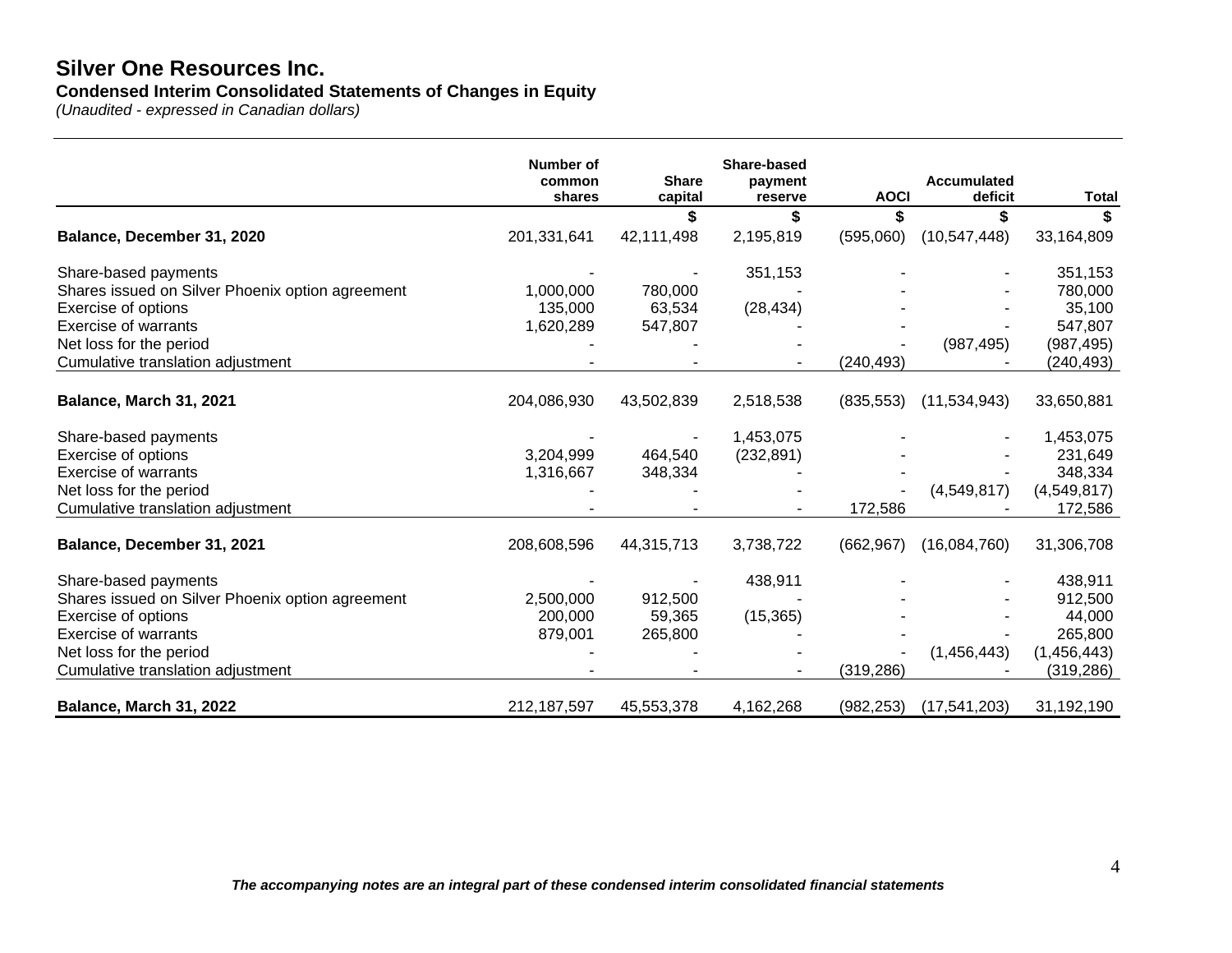# Silver One Resources Inc.

**Condensed Interim Consolidated Statements of Changes in Equity**

*(Unaudited - expressed in Canadian dollars)*

| | Number of common shares | Share capital | Share-based payment reserve | AOCI | Accumulated deficit | Total |
|---|---|---|---|---|---|---|
| | | $ | $ | $ | $ | $ |
| **Balance, December 31, 2020** | 201,331,641 | 42,111,498 | 2,195,819 | (595,060) | (10,547,448) | 33,164,809 |
| Share-based payments | - | - | 351,153 | - | - | 351,153 |
| Shares issued on Silver Phoenix option agreement | 1,000,000 | 780,000 | - | - | - | 780,000 |
| Exercise of options | 135,000 | 63,534 | (28,434) | - | - | 35,100 |
| Exercise of warrants | 1,620,289 | 547,807 | - | - | - | 547,807 |
| Net loss for the period | - | - | - | - | (987,495) | (987,495) |
| Cumulative translation adjustment | - | - | - | (240,493) | - | (240,493) |
| **Balance, March 31, 2021** | 204,086,930 | 43,502,839 | 2,518,538 | (835,553) | (11,534,943) | 33,650,881 |
| Share-based payments | - | - | 1,453,075 | - | - | 1,453,075 |
| Exercise of options | 3,204,999 | 464,540 | (232,891) | - | - | 231,649 |
| Exercise of warrants | 1,316,667 | 348,334 | - | - | - | 348,334 |
| Net loss for the period | - | - | - | - | (4,549,817) | (4,549,817) |
| Cumulative translation adjustment | - | - | - | 172,586 | - | 172,586 |
| **Balance, December 31, 2021** | 208,608,596 | 44,315,713 | 3,738,722 | (662,967) | (16,084,760) | 31,306,708 |
| Share-based payments | - | - | 438,911 | - | - | 438,911 |
| Shares issued on Silver Phoenix option agreement | 2,500,000 | 912,500 | - | - | - | 912,500 |
| Exercise of options | 200,000 | 59,365 | (15,365) | - | - | 44,000 |
| Exercise of warrants | 879,001 | 265,800 | - | - | - | 265,800 |
| Net loss for the period | - | - | - | - | (1,456,443) | (1,456,443) |
| Cumulative translation adjustment | - | - | - | (319,286) | - | (319,286) |
| **Balance, March 31, 2022** | 212,187,597 | 45,553,378 | 4,162,268 | (982,253) | (17,541,203) | 31,192,190 |

***The accompanying notes are an integral part of these condensed interim consolidated financial statements***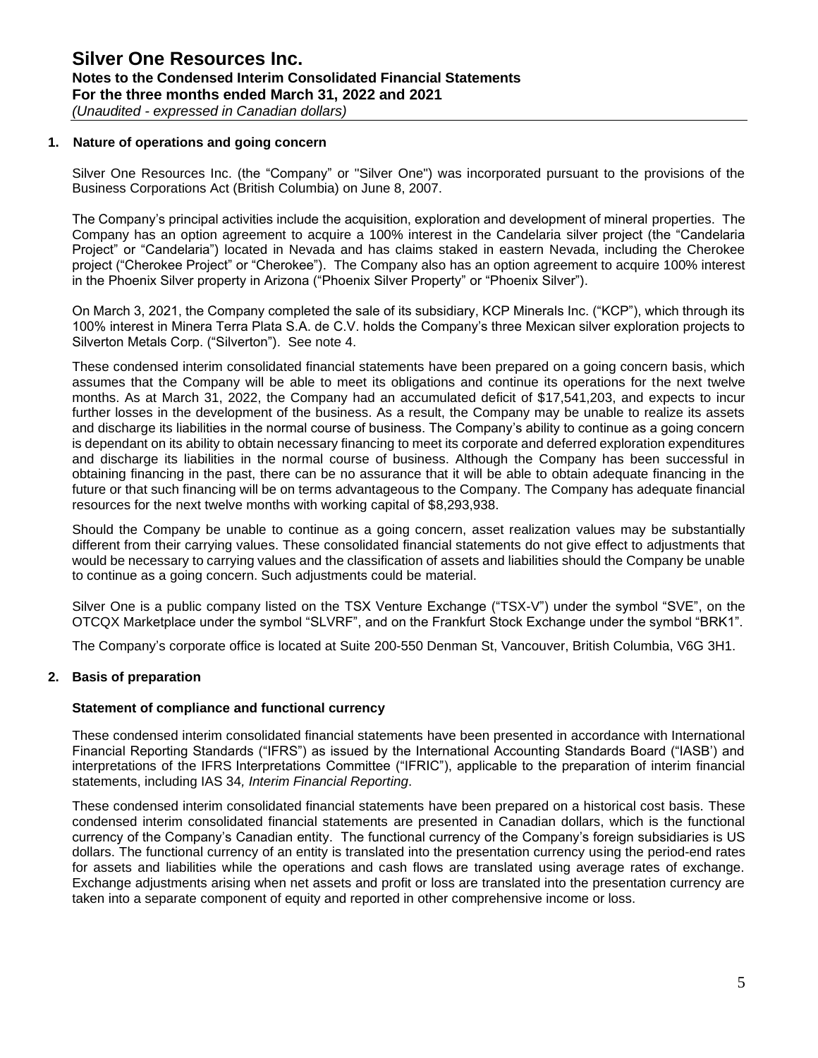## 1. Nature of operations and going concern

Silver One Resources Inc. (the "Company" or "Silver One") was incorporated pursuant to the provisions of the Business Corporations Act (British Columbia) on June 8, 2007.

The Company's principal activities include the acquisition, exploration and development of mineral properties. The Company has an option agreement to acquire a 100% interest in the Candelaria silver project (the "Candelaria Project" or "Candelaria") located in Nevada and has claims staked in eastern Nevada, including the Cherokee project ("Cherokee Project" or "Cherokee"). The Company also has an option agreement to acquire 100% interest in the Phoenix Silver property in Arizona ("Phoenix Silver Property" or "Phoenix Silver").

On March 3, 2021, the Company completed the sale of its subsidiary, KCP Minerals Inc. ("KCP"), which through its 100% interest in Minera Terra Plata S.A. de C.V. holds the Company's three Mexican silver exploration projects to Silverton Metals Corp. ("Silverton"). See note 4.

These condensed interim consolidated financial statements have been prepared on a going concern basis, which assumes that the Company will be able to meet its obligations and continue its operations for the next twelve months. As at March 31, 2022, the Company had an accumulated deficit of $17,541,203, and expects to incur further losses in the development of the business. As a result, the Company may be unable to realize its assets and discharge its liabilities in the normal course of business. The Company's ability to continue as a going concern is dependant on its ability to obtain necessary financing to meet its corporate and deferred exploration expenditures and discharge its liabilities in the normal course of business. Although the Company has been successful in obtaining financing in the past, there can be no assurance that it will be able to obtain adequate financing in the future or that such financing will be on terms advantageous to the Company. The Company has adequate financial resources for the next twelve months with working capital of $8,293,938.

Should the Company be unable to continue as a going concern, asset realization values may be substantially different from their carrying values. These consolidated financial statements do not give effect to adjustments that would be necessary to carrying values and the classification of assets and liabilities should the Company be unable to continue as a going concern. Such adjustments could be material.

Silver One is a public company listed on the TSX Venture Exchange ("TSX-V") under the symbol "SVE", on the OTCQX Marketplace under the symbol "SLVRF", and on the Frankfurt Stock Exchange under the symbol "BRK1".

The Company's corporate office is located at Suite 200-550 Denman St, Vancouver, British Columbia, V6G 3H1.

## 2. Basis of preparation

### Statement of compliance and functional currency

These condensed interim consolidated financial statements have been presented in accordance with International Financial Reporting Standards ("IFRS") as issued by the International Accounting Standards Board ("IASB') and interpretations of the IFRS Interpretations Committee ("IFRIC"), applicable to the preparation of interim financial statements, including IAS 34*, Interim Financial Reporting*.

These condensed interim consolidated financial statements have been prepared on a historical cost basis. These condensed interim consolidated financial statements are presented in Canadian dollars, which is the functional currency of the Company's Canadian entity. The functional currency of the Company's foreign subsidiaries is US dollars. The functional currency of an entity is translated into the presentation currency using the period-end rates for assets and liabilities while the operations and cash flows are translated using average rates of exchange. Exchange adjustments arising when net assets and profit or loss are translated into the presentation currency are taken into a separate component of equity and reported in other comprehensive income or loss.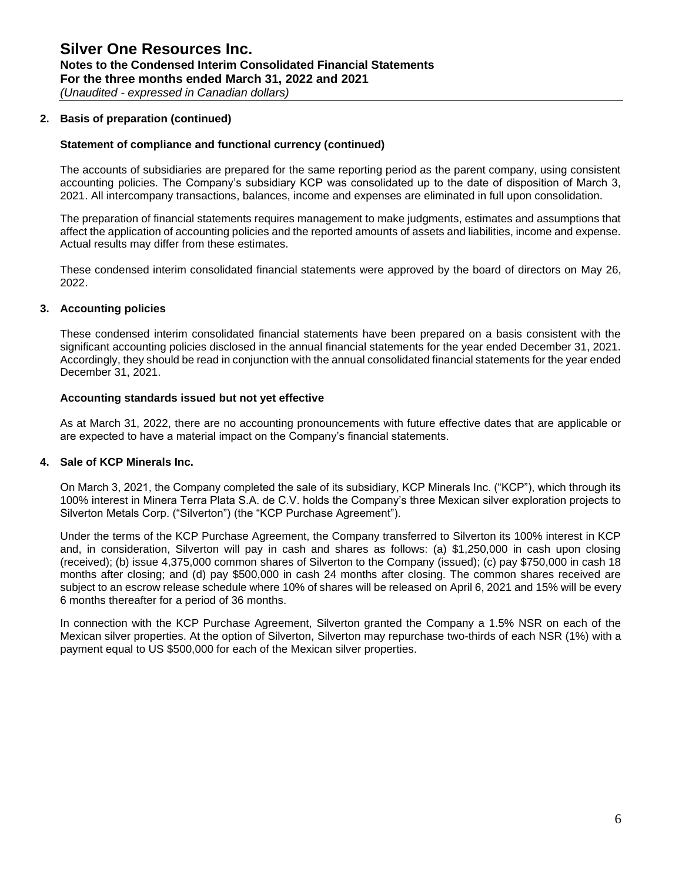## 2. Basis of preparation (continued)

### Statement of compliance and functional currency (continued)

The accounts of subsidiaries are prepared for the same reporting period as the parent company, using consistent accounting policies. The Company's subsidiary KCP was consolidated up to the date of disposition of March 3, 2021. All intercompany transactions, balances, income and expenses are eliminated in full upon consolidation.

The preparation of financial statements requires management to make judgments, estimates and assumptions that affect the application of accounting policies and the reported amounts of assets and liabilities, income and expense. Actual results may differ from these estimates.

These condensed interim consolidated financial statements were approved by the board of directors on May 26, 2022.

## 3. Accounting policies

These condensed interim consolidated financial statements have been prepared on a basis consistent with the significant accounting policies disclosed in the annual financial statements for the year ended December 31, 2021. Accordingly, they should be read in conjunction with the annual consolidated financial statements for the year ended December 31, 2021.

### Accounting standards issued but not yet effective

As at March 31, 2022, there are no accounting pronouncements with future effective dates that are applicable or are expected to have a material impact on the Company's financial statements.

## 4. Sale of KCP Minerals Inc.

On March 3, 2021, the Company completed the sale of its subsidiary, KCP Minerals Inc. ("KCP"), which through its 100% interest in Minera Terra Plata S.A. de C.V. holds the Company's three Mexican silver exploration projects to Silverton Metals Corp. ("Silverton") (the "KCP Purchase Agreement").

Under the terms of the KCP Purchase Agreement, the Company transferred to Silverton its 100% interest in KCP and, in consideration, Silverton will pay in cash and shares as follows: (a) $1,250,000 in cash upon closing (received); (b) issue 4,375,000 common shares of Silverton to the Company (issued); (c) pay $750,000 in cash 18 months after closing; and (d) pay $500,000 in cash 24 months after closing. The common shares received are subject to an escrow release schedule where 10% of shares will be released on April 6, 2021 and 15% will be every 6 months thereafter for a period of 36 months.

In connection with the KCP Purchase Agreement, Silverton granted the Company a 1.5% NSR on each of the Mexican silver properties. At the option of Silverton, Silverton may repurchase two-thirds of each NSR (1%) with a payment equal to US $500,000 for each of the Mexican silver properties.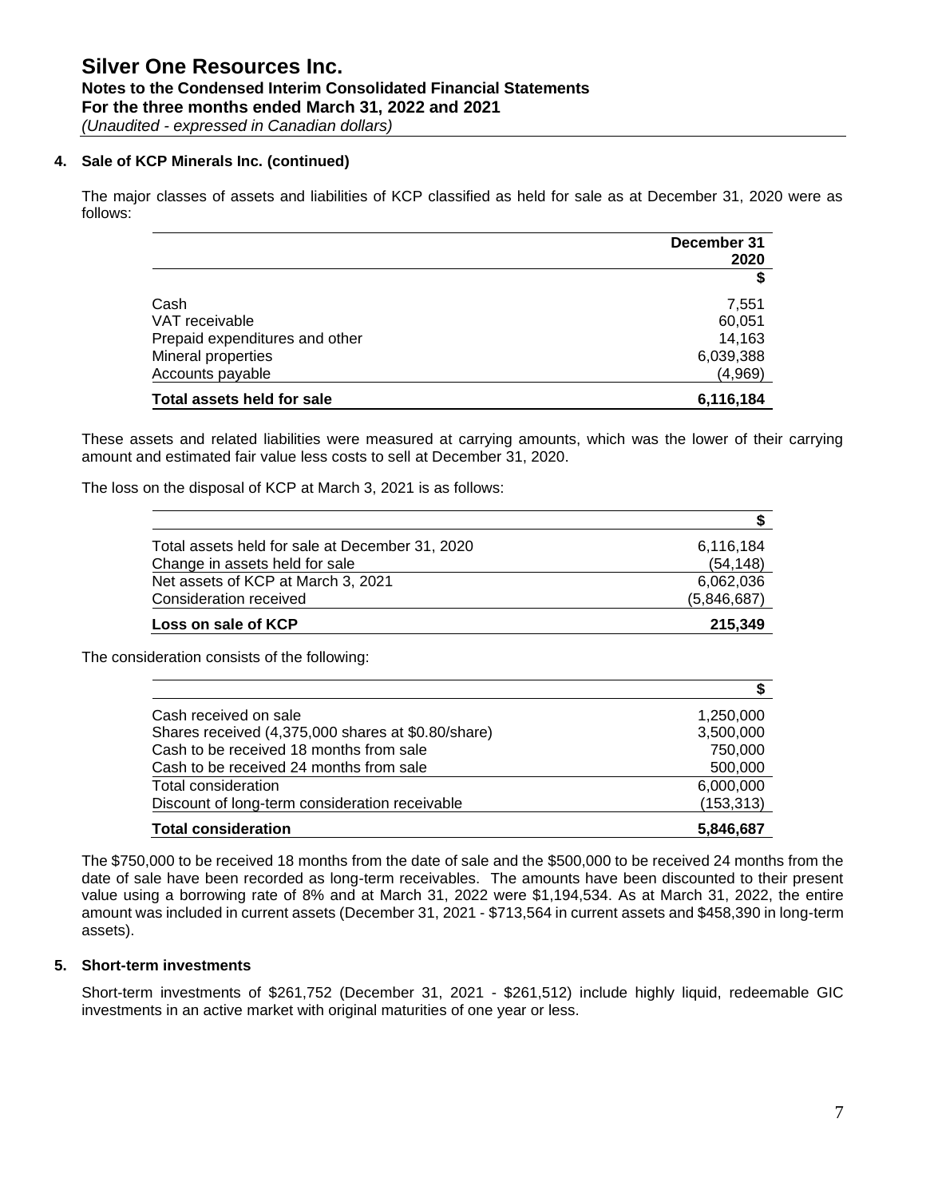## 4. Sale of KCP Minerals Inc. (continued)

The major classes of assets and liabilities of KCP classified as held for sale as at December 31, 2020 were as follows:

| | December 31 2020 |
|---|---|
| | $ |
| Cash | 7,551 |
| VAT receivable | 60,051 |
| Prepaid expenditures and other | 14,163 |
| Mineral properties | 6,039,388 |
| Accounts payable | (4,969) |
| **Total assets held for sale** | **6,116,184** |

These assets and related liabilities were measured at carrying amounts, which was the lower of their carrying amount and estimated fair value less costs to sell at December 31, 2020.

The loss on the disposal of KCP at March 3, 2021 is as follows:

| | $ |
|---|---|
| Total assets held for sale at December 31, 2020 | 6,116,184 |
| Change in assets held for sale | (54,148) |
| Net assets of KCP at March 3, 2021 | 6,062,036 |
| Consideration received | (5,846,687) |
| **Loss on sale of KCP** | **215,349** |

The consideration consists of the following:

| | $ |
|---|---|
| Cash received on sale | 1,250,000 |
| Shares received (4,375,000 shares at $0.80/share) | 3,500,000 |
| Cash to be received 18 months from sale | 750,000 |
| Cash to be received 24 months from sale | 500,000 |
| Total consideration | 6,000,000 |
| Discount of long-term consideration receivable | (153,313) |
| **Total consideration** | **5,846,687** |

The $750,000 to be received 18 months from the date of sale and the $500,000 to be received 24 months from the date of sale have been recorded as long-term receivables. The amounts have been discounted to their present value using a borrowing rate of 8% and at March 31, 2022 were $1,194,534. As at March 31, 2022, the entire amount was included in current assets (December 31, 2021 - $713,564 in current assets and $458,390 in long-term assets).

## 5. Short-term investments

Short-term investments of $261,752 (December 31, 2021 - $261,512) include highly liquid, redeemable GIC investments in an active market with original maturities of one year or less.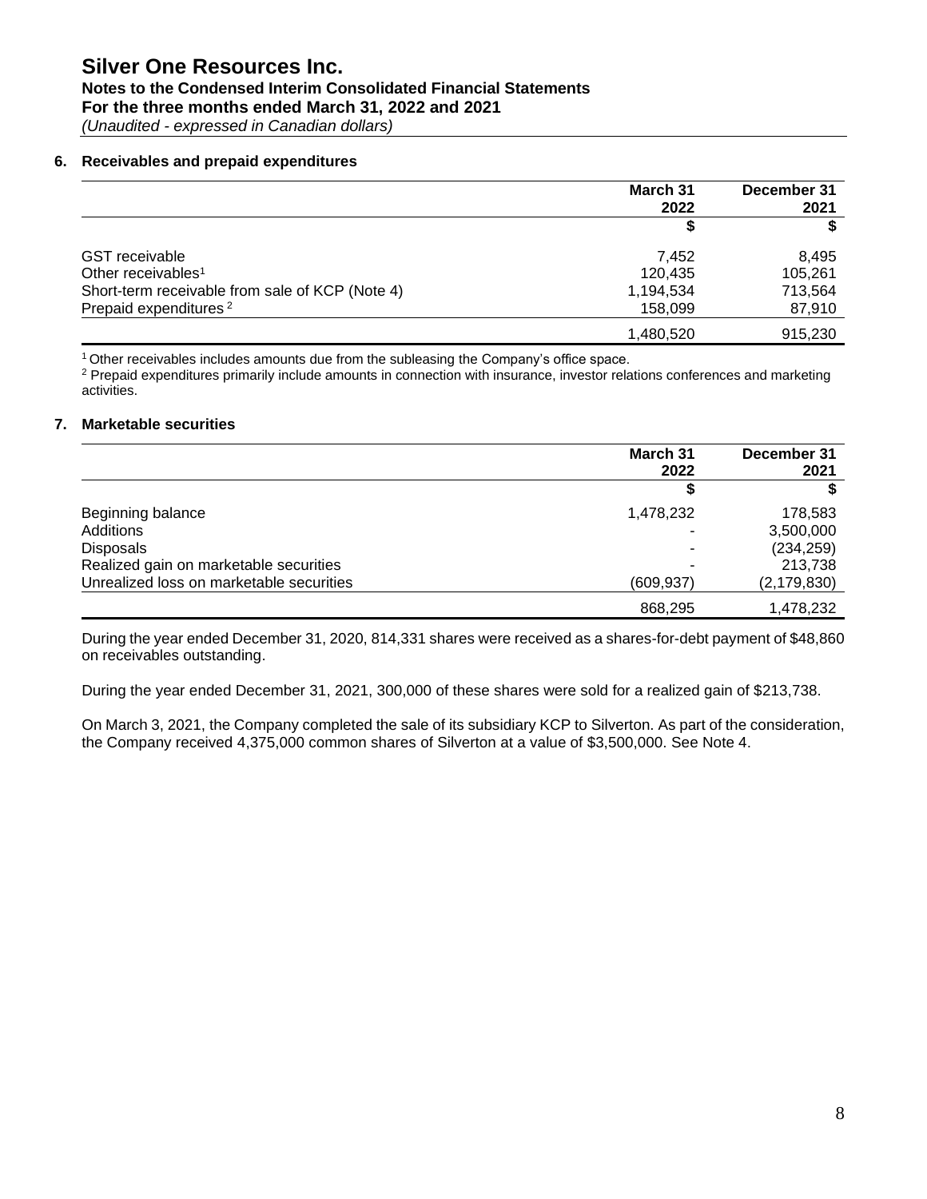## 6. Receivables and prepaid expenditures

| | March 31 2022 | December 31 2021 |
|---|---|---|
| | $ | $ |
| GST receivable | 7,452 | 8,495 |
| Other receivables[1] | 120,435 | 105,261 |
| Short-term receivable from sale of KCP (Note 4) | 1,194,534 | 713,564 |
| Prepaid expenditures [2] | 158,099 | 87,910 |
| | 1,480,520 | 915,230 |

[1] Other receivables includes amounts due from the subleasing the Company's office space.
[2] Prepaid expenditures primarily include amounts in connection with insurance, investor relations conferences and marketing activities.

## 7. Marketable securities

| | March 31 2022 | December 31 2021 |
|---|---|---|
| | $ | $ |
| Beginning balance | 1,478,232 | 178,583 |
| Additions | - | 3,500,000 |
| Disposals | - | (234,259) |
| Realized gain on marketable securities | - | 213,738 |
| Unrealized loss on marketable securities | (609,937) | (2,179,830) |
| | 868,295 | 1,478,232 |

During the year ended December 31, 2020, 814,331 shares were received as a shares-for-debt payment of $48,860 on receivables outstanding.

During the year ended December 31, 2021, 300,000 of these shares were sold for a realized gain of $213,738.

On March 3, 2021, the Company completed the sale of its subsidiary KCP to Silverton. As part of the consideration, the Company received 4,375,000 common shares of Silverton at a value of $3,500,000. See Note 4.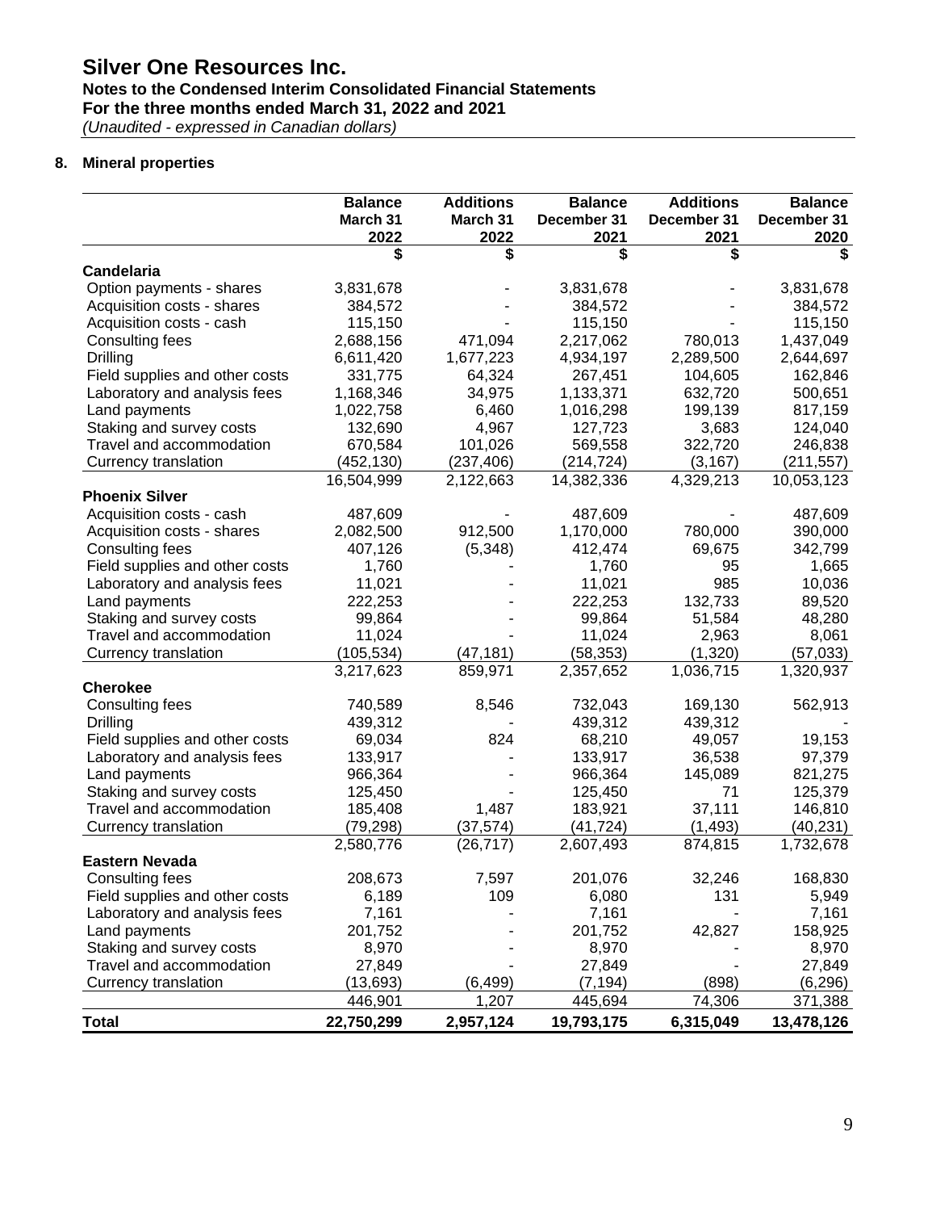# Silver One Resources Inc.

**Notes to the Condensed Interim Consolidated Financial Statements**
**For the three months ended March 31, 2022 and 2021**
*(Unaudited - expressed in Canadian dollars)*

## 8. Mineral properties

| | Balance March 31 2022 | Additions March 31 2022 | Balance December 31 2021 | Additions December 31 2021 | Balance December 31 2020 |
|---|---|---|---|---|---|
| | $ | $ | $ | $ | $ |
| **Candelaria** | | | | | |
| Option payments - shares | 3,831,678 | - | 3,831,678 | - | 3,831,678 |
| Acquisition costs - shares | 384,572 | - | 384,572 | - | 384,572 |
| Acquisition costs - cash | 115,150 | - | 115,150 | - | 115,150 |
| Consulting fees | 2,688,156 | 471,094 | 2,217,062 | 780,013 | 1,437,049 |
| Drilling | 6,611,420 | 1,677,223 | 4,934,197 | 2,289,500 | 2,644,697 |
| Field supplies and other costs | 331,775 | 64,324 | 267,451 | 104,605 | 162,846 |
| Laboratory and analysis fees | 1,168,346 | 34,975 | 1,133,371 | 632,720 | 500,651 |
| Land payments | 1,022,758 | 6,460 | 1,016,298 | 199,139 | 817,159 |
| Staking and survey costs | 132,690 | 4,967 | 127,723 | 3,683 | 124,040 |
| Travel and accommodation | 670,584 | 101,026 | 569,558 | 322,720 | 246,838 |
| Currency translation | (452,130) | (237,406) | (214,724) | (3,167) | (211,557) |
| | 16,504,999 | 2,122,663 | 14,382,336 | 4,329,213 | 10,053,123 |
| **Phoenix Silver** | | | | | |
| Acquisition costs - cash | 487,609 | - | 487,609 | - | 487,609 |
| Acquisition costs - shares | 2,082,500 | 912,500 | 1,170,000 | 780,000 | 390,000 |
| Consulting fees | 407,126 | (5,348) | 412,474 | 69,675 | 342,799 |
| Field supplies and other costs | 1,760 | - | 1,760 | 95 | 1,665 |
| Laboratory and analysis fees | 11,021 | - | 11,021 | 985 | 10,036 |
| Land payments | 222,253 | - | 222,253 | 132,733 | 89,520 |
| Staking and survey costs | 99,864 | - | 99,864 | 51,584 | 48,280 |
| Travel and accommodation | 11,024 | - | 11,024 | 2,963 | 8,061 |
| Currency translation | (105,534) | (47,181) | (58,353) | (1,320) | (57,033) |
| | 3,217,623 | 859,971 | 2,357,652 | 1,036,715 | 1,320,937 |
| **Cherokee** | | | | | |
| Consulting fees | 740,589 | 8,546 | 732,043 | 169,130 | 562,913 |
| Drilling | 439,312 | - | 439,312 | 439,312 | - |
| Field supplies and other costs | 69,034 | 824 | 68,210 | 49,057 | 19,153 |
| Laboratory and analysis fees | 133,917 | - | 133,917 | 36,538 | 97,379 |
| Land payments | 966,364 | - | 966,364 | 145,089 | 821,275 |
| Staking and survey costs | 125,450 | - | 125,450 | 71 | 125,379 |
| Travel and accommodation | 185,408 | 1,487 | 183,921 | 37,111 | 146,810 |
| Currency translation | (79,298) | (37,574) | (41,724) | (1,493) | (40,231) |
| | 2,580,776 | (26,717) | 2,607,493 | 874,815 | 1,732,678 |
| **Eastern Nevada** | | | | | |
| Consulting fees | 208,673 | 7,597 | 201,076 | 32,246 | 168,830 |
| Field supplies and other costs | 6,189 | 109 | 6,080 | 131 | 5,949 |
| Laboratory and analysis fees | 7,161 | - | 7,161 | - | 7,161 |
| Land payments | 201,752 | - | 201,752 | 42,827 | 158,925 |
| Staking and survey costs | 8,970 | - | 8,970 | - | 8,970 |
| Travel and accommodation | 27,849 | - | 27,849 | - | 27,849 |
| Currency translation | (13,693) | (6,499) | (7,194) | (898) | (6,296) |
| | 446,901 | 1,207 | 445,694 | 74,306 | 371,388 |
| **Total** | **22,750,299** | **2,957,124** | **19,793,175** | **6,315,049** | **13,478,126** |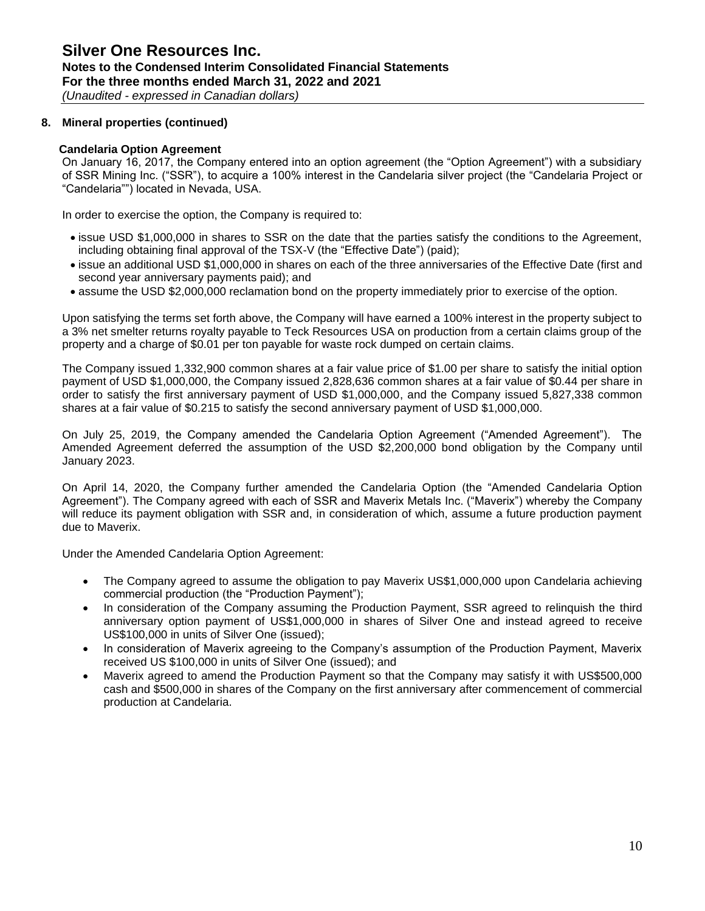## 8. Mineral properties (continued)

### Candelaria Option Agreement

On January 16, 2017, the Company entered into an option agreement (the "Option Agreement") with a subsidiary of SSR Mining Inc. ("SSR"), to acquire a 100% interest in the Candelaria silver project (the "Candelaria Project or "Candelaria"") located in Nevada, USA.

In order to exercise the option, the Company is required to:

- issue USD $1,000,000 in shares to SSR on the date that the parties satisfy the conditions to the Agreement, including obtaining final approval of the TSX-V (the "Effective Date") (paid);
- issue an additional USD $1,000,000 in shares on each of the three anniversaries of the Effective Date (first and second year anniversary payments paid); and
- assume the USD $2,000,000 reclamation bond on the property immediately prior to exercise of the option.

Upon satisfying the terms set forth above, the Company will have earned a 100% interest in the property subject to a 3% net smelter returns royalty payable to Teck Resources USA on production from a certain claims group of the property and a charge of $0.01 per ton payable for waste rock dumped on certain claims.

The Company issued 1,332,900 common shares at a fair value price of $1.00 per share to satisfy the initial option payment of USD $1,000,000, the Company issued 2,828,636 common shares at a fair value of $0.44 per share in order to satisfy the first anniversary payment of USD $1,000,000, and the Company issued 5,827,338 common shares at a fair value of $0.215 to satisfy the second anniversary payment of USD $1,000,000.

On July 25, 2019, the Company amended the Candelaria Option Agreement ("Amended Agreement"). The Amended Agreement deferred the assumption of the USD $2,200,000 bond obligation by the Company until January 2023.

On April 14, 2020, the Company further amended the Candelaria Option (the "Amended Candelaria Option Agreement"). The Company agreed with each of SSR and Maverix Metals Inc. ("Maverix") whereby the Company will reduce its payment obligation with SSR and, in consideration of which, assume a future production payment due to Maverix.

Under the Amended Candelaria Option Agreement:

- The Company agreed to assume the obligation to pay Maverix US$1,000,000 upon Candelaria achieving commercial production (the "Production Payment");
- In consideration of the Company assuming the Production Payment, SSR agreed to relinquish the third anniversary option payment of US$1,000,000 in shares of Silver One and instead agreed to receive US$100,000 in units of Silver One (issued);
- In consideration of Maverix agreeing to the Company's assumption of the Production Payment, Maverix received US $100,000 in units of Silver One (issued); and
- Maverix agreed to amend the Production Payment so that the Company may satisfy it with US$500,000 cash and $500,000 in shares of the Company on the first anniversary after commencement of commercial production at Candelaria.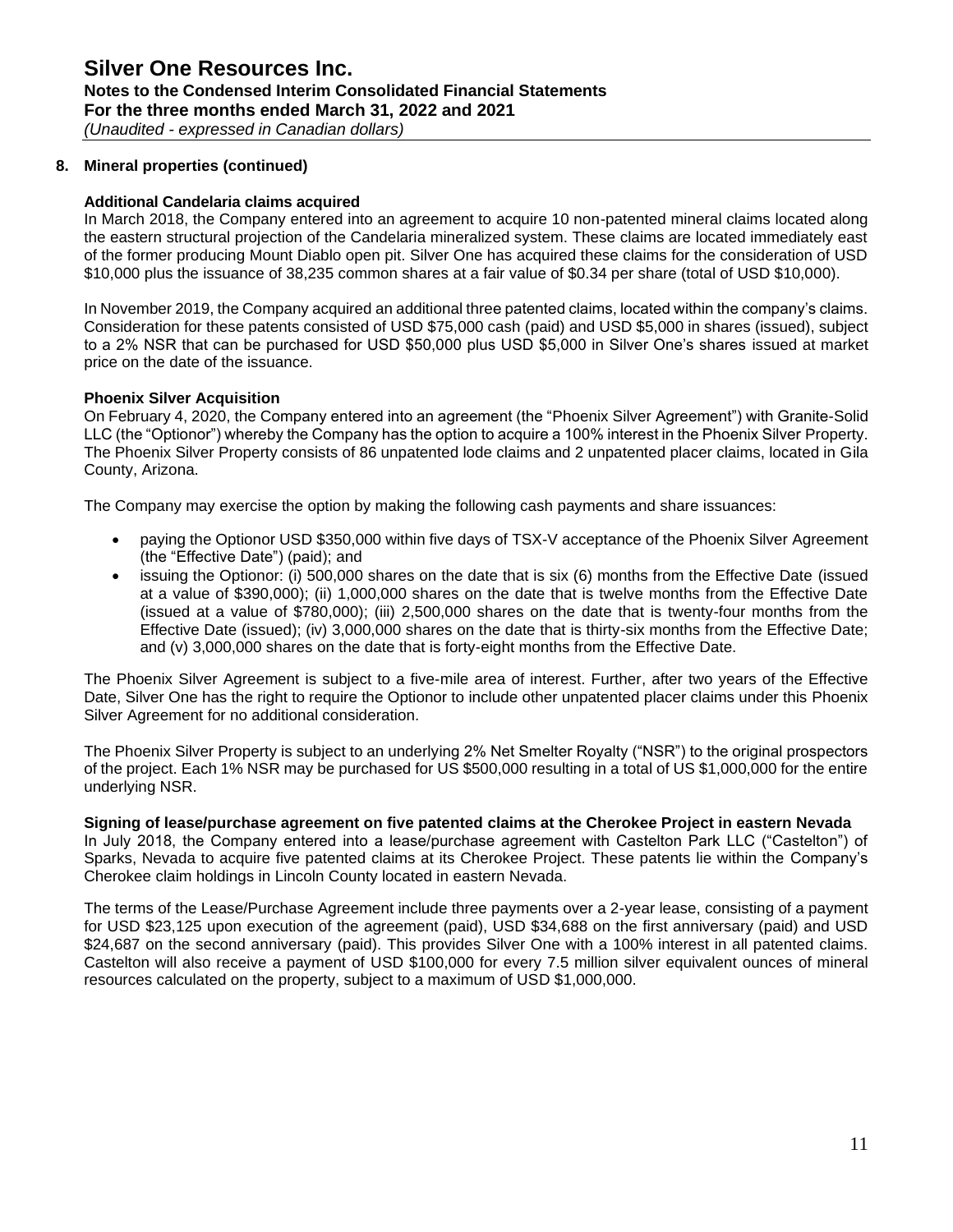## 8. Mineral properties (continued)

### Additional Candelaria claims acquired

In March 2018, the Company entered into an agreement to acquire 10 non-patented mineral claims located along the eastern structural projection of the Candelaria mineralized system. These claims are located immediately east of the former producing Mount Diablo open pit. Silver One has acquired these claims for the consideration of USD \$10,000 plus the issuance of 38,235 common shares at a fair value of \$0.34 per share (total of USD \$10,000).

In November 2019, the Company acquired an additional three patented claims, located within the company's claims. Consideration for these patents consisted of USD \$75,000 cash (paid) and USD \$5,000 in shares (issued), subject to a 2% NSR that can be purchased for USD \$50,000 plus USD \$5,000 in Silver One's shares issued at market price on the date of the issuance.

### Phoenix Silver Acquisition

On February 4, 2020, the Company entered into an agreement (the "Phoenix Silver Agreement") with Granite-Solid LLC (the "Optionor") whereby the Company has the option to acquire a 100% interest in the Phoenix Silver Property. The Phoenix Silver Property consists of 86 unpatented lode claims and 2 unpatented placer claims, located in Gila County, Arizona.

The Company may exercise the option by making the following cash payments and share issuances:

- paying the Optionor USD \$350,000 within five days of TSX-V acceptance of the Phoenix Silver Agreement (the "Effective Date") (paid); and
- issuing the Optionor: (i) 500,000 shares on the date that is six (6) months from the Effective Date (issued at a value of \$390,000); (ii) 1,000,000 shares on the date that is twelve months from the Effective Date (issued at a value of \$780,000); (iii) 2,500,000 shares on the date that is twenty-four months from the Effective Date (issued); (iv) 3,000,000 shares on the date that is thirty-six months from the Effective Date; and (v) 3,000,000 shares on the date that is forty-eight months from the Effective Date.

The Phoenix Silver Agreement is subject to a five-mile area of interest. Further, after two years of the Effective Date, Silver One has the right to require the Optionor to include other unpatented placer claims under this Phoenix Silver Agreement for no additional consideration.

The Phoenix Silver Property is subject to an underlying 2% Net Smelter Royalty ("NSR") to the original prospectors of the project. Each 1% NSR may be purchased for US \$500,000 resulting in a total of US \$1,000,000 for the entire underlying NSR.

### Signing of lease/purchase agreement on five patented claims at the Cherokee Project in eastern Nevada

In July 2018, the Company entered into a lease/purchase agreement with Castelton Park LLC ("Castelton") of Sparks, Nevada to acquire five patented claims at its Cherokee Project. These patents lie within the Company's Cherokee claim holdings in Lincoln County located in eastern Nevada.

The terms of the Lease/Purchase Agreement include three payments over a 2-year lease, consisting of a payment for USD \$23,125 upon execution of the agreement (paid), USD \$34,688 on the first anniversary (paid) and USD \$24,687 on the second anniversary (paid). This provides Silver One with a 100% interest in all patented claims. Castelton will also receive a payment of USD \$100,000 for every 7.5 million silver equivalent ounces of mineral resources calculated on the property, subject to a maximum of USD \$1,000,000.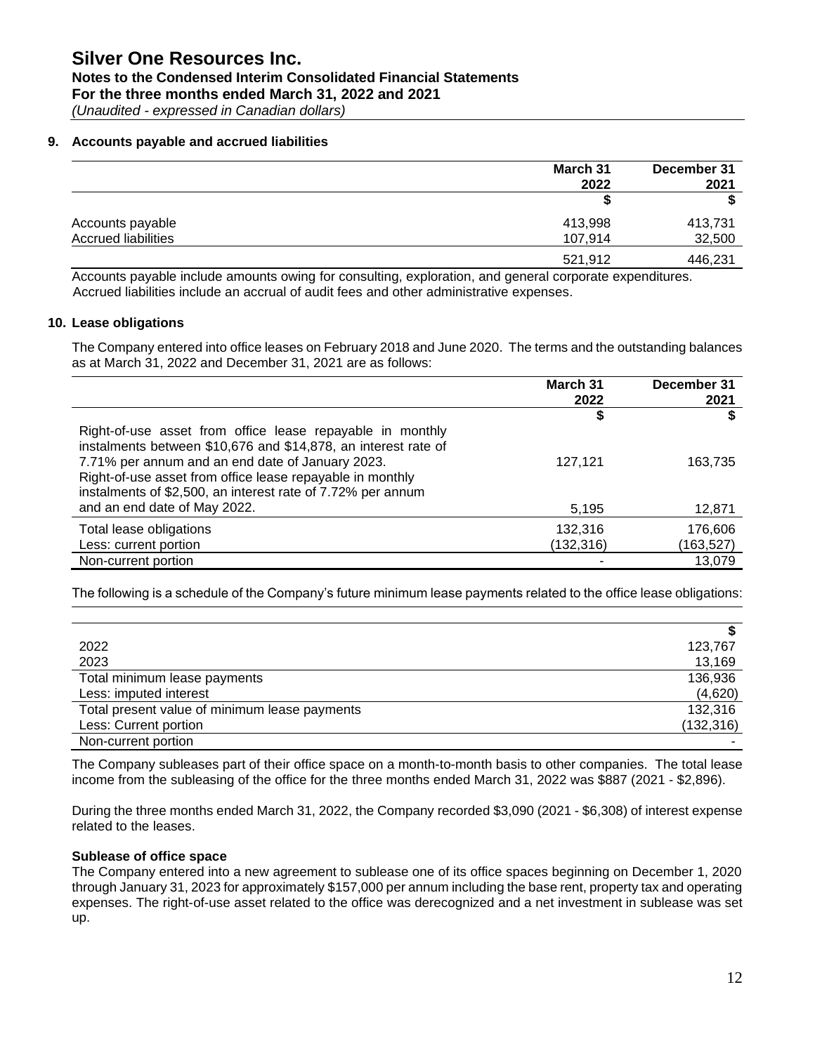## 9. Accounts payable and accrued liabilities

| | March 31 2022 | December 31 2021 |
|---|---|---|
| | $ | $ |
| Accounts payable | 413,998 | 413,731 |
| Accrued liabilities | 107,914 | 32,500 |
| | 521,912 | 446,231 |

Accounts payable include amounts owing for consulting, exploration, and general corporate expenditures. Accrued liabilities include an accrual of audit fees and other administrative expenses.

## 10. Lease obligations

The Company entered into office leases on February 2018 and June 2020. The terms and the outstanding balances as at March 31, 2022 and December 31, 2021 are as follows:

| | March 31 2022 | December 31 2021 |
|---|---|---|
| | $ | $ |
| Right-of-use asset from office lease repayable in monthly instalments between $10,676 and $14,878, an interest rate of 7.71% per annum and an end date of January 2023. | 127,121 | 163,735 |
| Right-of-use asset from office lease repayable in monthly instalments of $2,500, an interest rate of 7.72% per annum and an end date of May 2022. | 5,195 | 12,871 |
| Total lease obligations | 132,316 | 176,606 |
| Less: current portion | (132,316) | (163,527) |
| Non-current portion | - | 13,079 |

The following is a schedule of the Company's future minimum lease payments related to the office lease obligations:

| | $ |
|---|---|
| 2022 | 123,767 |
| 2023 | 13,169 |
| Total minimum lease payments | 136,936 |
| Less: imputed interest | (4,620) |
| Total present value of minimum lease payments | 132,316 |
| Less: Current portion | (132,316) |
| Non-current portion | - |

The Company subleases part of their office space on a month-to-month basis to other companies. The total lease income from the subleasing of the office for the three months ended March 31, 2022 was $887 (2021 - $2,896).

During the three months ended March 31, 2022, the Company recorded $3,090 (2021 - $6,308) of interest expense related to the leases.

**Sublease of office space**

The Company entered into a new agreement to sublease one of its office spaces beginning on December 1, 2020 through January 31, 2023 for approximately $157,000 per annum including the base rent, property tax and operating expenses. The right-of-use asset related to the office was derecognized and a net investment in sublease was set up.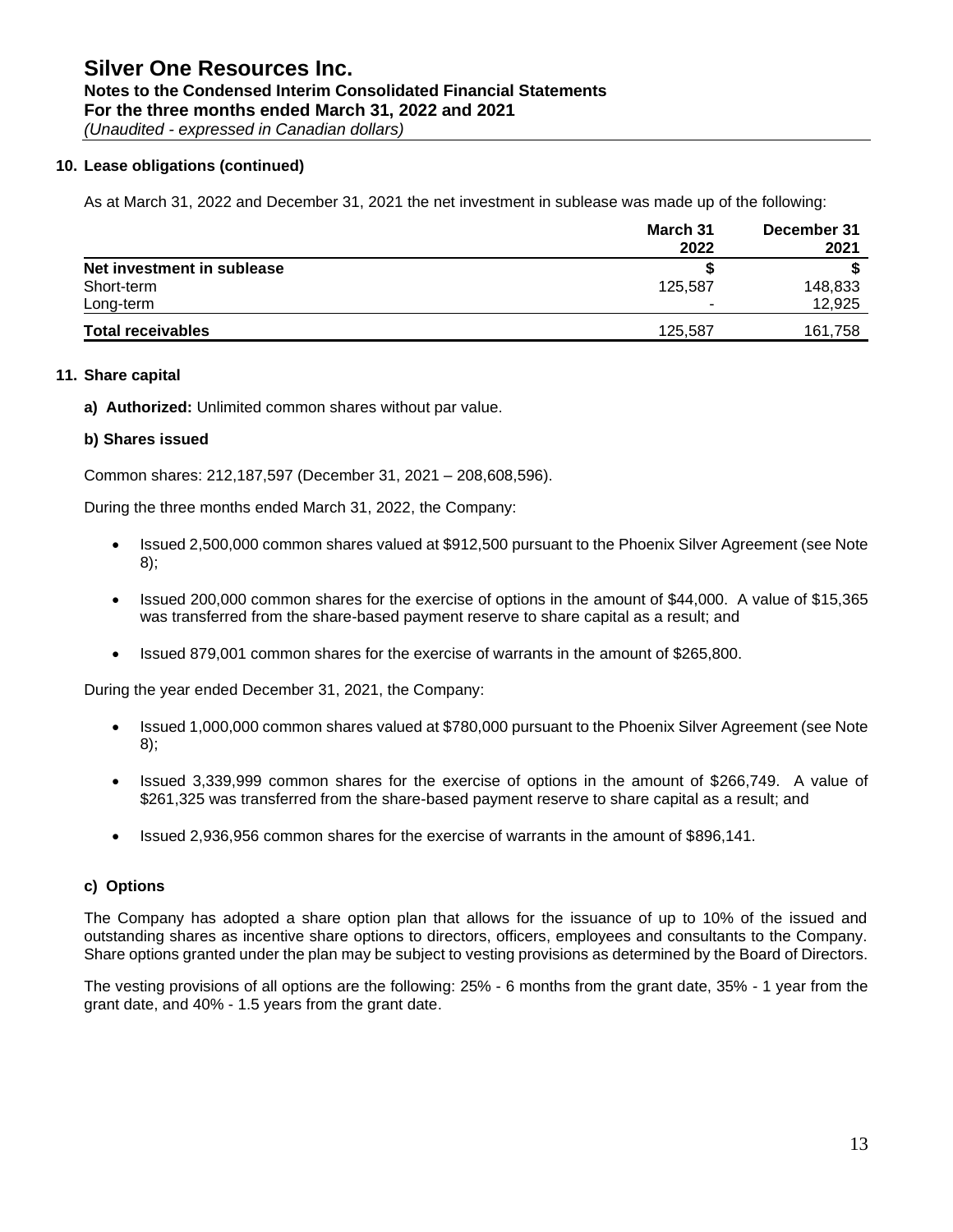## 10. Lease obligations (continued)

As at March 31, 2022 and December 31, 2021 the net investment in sublease was made up of the following:

| | March 31 2022 | December 31 2021 |
|---|---|---|
| **Net investment in sublease** | **$** | **$** |
| Short-term | 125,587 | 148,833 |
| Long-term | - | 12,925 |
| **Total receivables** | 125,587 | 161,758 |

## 11. Share capital

**a) Authorized:** Unlimited common shares without par value.

**b) Shares issued**

Common shares: 212,187,597 (December 31, 2021 – 208,608,596).

During the three months ended March 31, 2022, the Company:

- Issued 2,500,000 common shares valued at $912,500 pursuant to the Phoenix Silver Agreement (see Note 8);
- Issued 200,000 common shares for the exercise of options in the amount of $44,000. A value of $15,365 was transferred from the share-based payment reserve to share capital as a result; and
- Issued 879,001 common shares for the exercise of warrants in the amount of $265,800.

During the year ended December 31, 2021, the Company:

- Issued 1,000,000 common shares valued at $780,000 pursuant to the Phoenix Silver Agreement (see Note 8);
- Issued 3,339,999 common shares for the exercise of options in the amount of $266,749. A value of $261,325 was transferred from the share-based payment reserve to share capital as a result; and
- Issued 2,936,956 common shares for the exercise of warrants in the amount of $896,141.

**c) Options**

The Company has adopted a share option plan that allows for the issuance of up to 10% of the issued and outstanding shares as incentive share options to directors, officers, employees and consultants to the Company. Share options granted under the plan may be subject to vesting provisions as determined by the Board of Directors.

The vesting provisions of all options are the following: 25% - 6 months from the grant date, 35% - 1 year from the grant date, and 40% - 1.5 years from the grant date.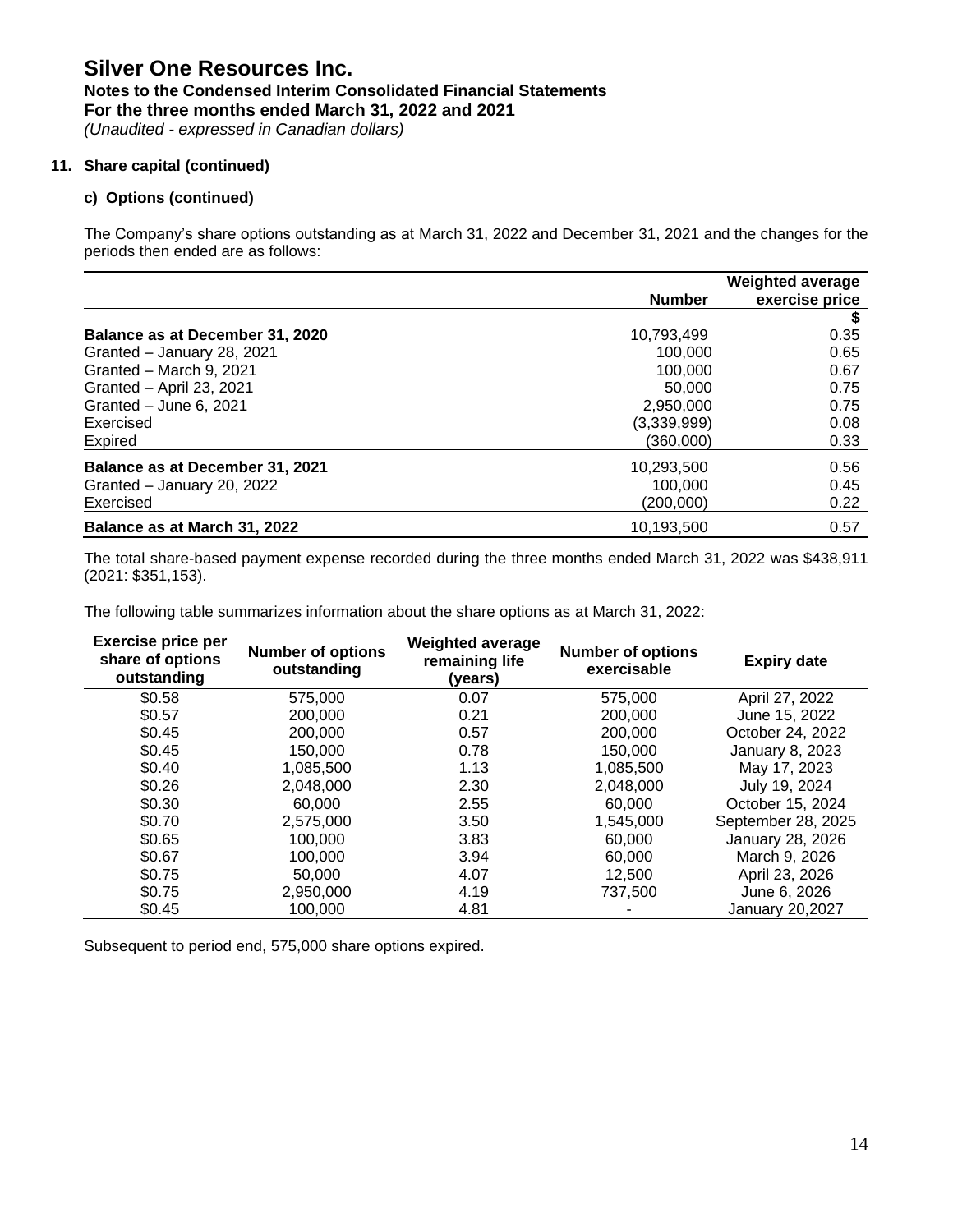# Silver One Resources Inc.
**Notes to the Condensed Interim Consolidated Financial Statements**
**For the three months ended March 31, 2022 and 2021**
*(Unaudited - expressed in Canadian dollars)*

## 11. Share capital (continued)

### c) Options (continued)

The Company's share options outstanding as at March 31, 2022 and December 31, 2021 and the changes for the periods then ended are as follows:

| | Number | Weighted average exercise price |
|---|---|---|
| | | $ |
| **Balance as at December 31, 2020** | 10,793,499 | 0.35 |
| Granted – January 28, 2021 | 100,000 | 0.65 |
| Granted – March 9, 2021 | 100,000 | 0.67 |
| Granted – April 23, 2021 | 50,000 | 0.75 |
| Granted – June 6, 2021 | 2,950,000 | 0.75 |
| Exercised | (3,339,999) | 0.08 |
| Expired | (360,000) | 0.33 |
| **Balance as at December 31, 2021** | 10,293,500 | 0.56 |
| Granted – January 20, 2022 | 100,000 | 0.45 |
| Exercised | (200,000) | 0.22 |
| **Balance as at March 31, 2022** | 10,193,500 | 0.57 |

The total share-based payment expense recorded during the three months ended March 31, 2022 was $438,911 (2021: $351,153).

The following table summarizes information about the share options as at March 31, 2022:

| Exercise price per share of options outstanding | Number of options outstanding | Weighted average remaining life (years) | Number of options exercisable | Expiry date |
|---|---|---|---|---|
| $0.58 | 575,000 | 0.07 | 575,000 | April 27, 2022 |
| $0.57 | 200,000 | 0.21 | 200,000 | June 15, 2022 |
| $0.45 | 200,000 | 0.57 | 200,000 | October 24, 2022 |
| $0.45 | 150,000 | 0.78 | 150,000 | January 8, 2023 |
| $0.40 | 1,085,500 | 1.13 | 1,085,500 | May 17, 2023 |
| $0.26 | 2,048,000 | 2.30 | 2,048,000 | July 19, 2024 |
| $0.30 | 60,000 | 2.55 | 60,000 | October 15, 2024 |
| $0.70 | 2,575,000 | 3.50 | 1,545,000 | September 28, 2025 |
| $0.65 | 100,000 | 3.83 | 60,000 | January 28, 2026 |
| $0.67 | 100,000 | 3.94 | 60,000 | March 9, 2026 |
| $0.75 | 50,000 | 4.07 | 12,500 | April 23, 2026 |
| $0.75 | 2,950,000 | 4.19 | 737,500 | June 6, 2026 |
| $0.45 | 100,000 | 4.81 | - | January 20,2027 |

Subsequent to period end, 575,000 share options expired.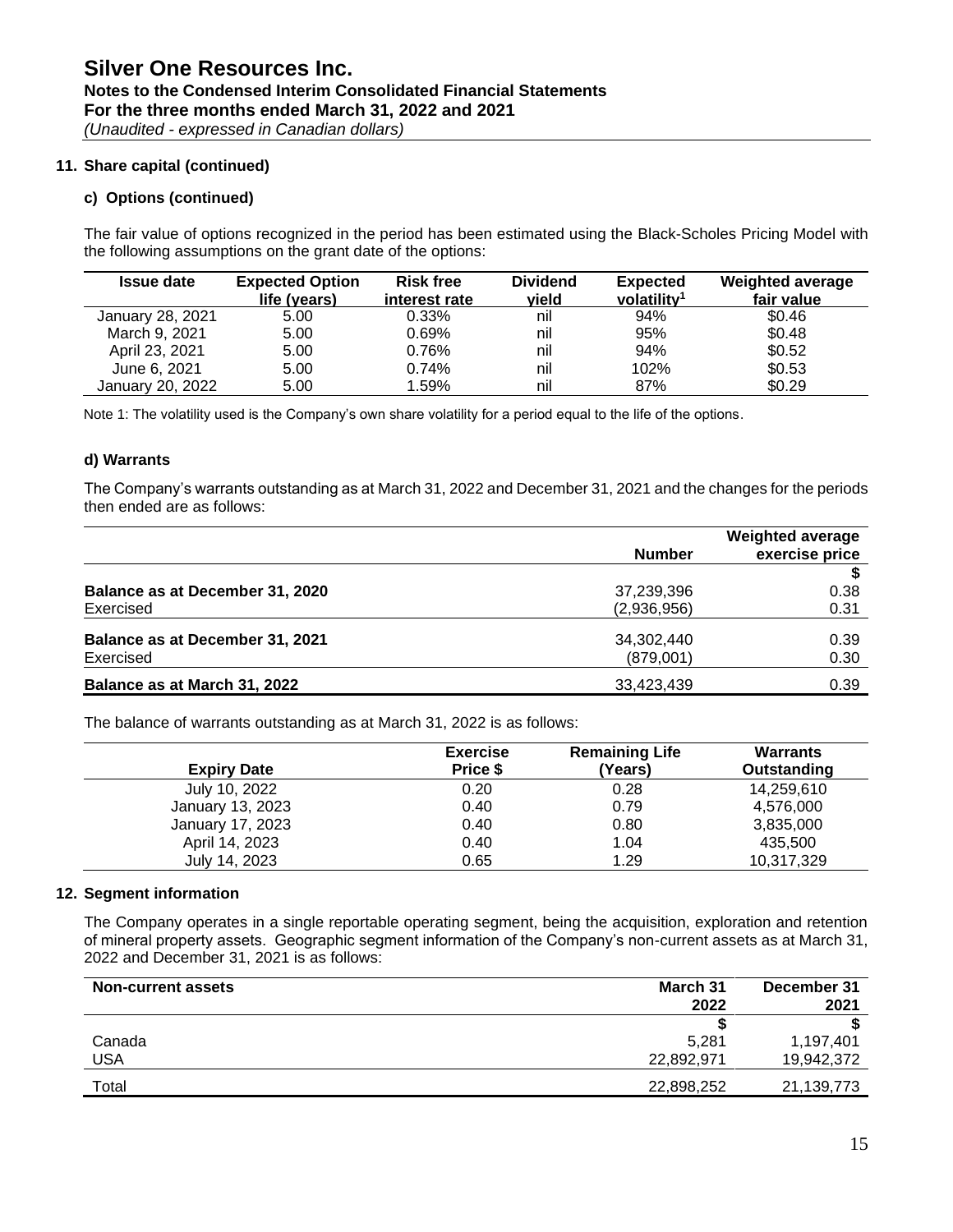# Silver One Resources Inc.
## Notes to the Condensed Interim Consolidated Financial Statements
## For the three months ended March 31, 2022 and 2021
*(Unaudited - expressed in Canadian dollars)*

### 11. Share capital (continued)

#### c) Options (continued)

The fair value of options recognized in the period has been estimated using the Black-Scholes Pricing Model with the following assumptions on the grant date of the options:

| Issue date | Expected Option life (years) | Risk free interest rate | Dividend yield | Expected volatility[1] | Weighted average fair value |
|---|---|---|---|---|---|
| January 28, 2021 | 5.00 | 0.33% | nil | 94% | $0.46 |
| March 9, 2021 | 5.00 | 0.69% | nil | 95% | $0.48 |
| April 23, 2021 | 5.00 | 0.76% | nil | 94% | $0.52 |
| June 6, 2021 | 5.00 | 0.74% | nil | 102% | $0.53 |
| January 20, 2022 | 5.00 | 1.59% | nil | 87% | $0.29 |

Note 1: The volatility used is the Company's own share volatility for a period equal to the life of the options.

#### d) Warrants

The Company's warrants outstanding as at March 31, 2022 and December 31, 2021 and the changes for the periods then ended are as follows:

| | Number | Weighted average exercise price |
|---|---|---|
| | | $ |
| **Balance as at December 31, 2020** | 37,239,396 | 0.38 |
| Exercised | (2,936,956) | 0.31 |
| **Balance as at December 31, 2021** | 34,302,440 | 0.39 |
| Exercised | (879,001) | 0.30 |
| **Balance as at March 31, 2022** | 33,423,439 | 0.39 |

The balance of warrants outstanding as at March 31, 2022 is as follows:

| Expiry Date | Exercise Price $ | Remaining Life (Years) | Warrants Outstanding |
|---|---|---|---|
| July 10, 2022 | 0.20 | 0.28 | 14,259,610 |
| January 13, 2023 | 0.40 | 0.79 | 4,576,000 |
| January 17, 2023 | 0.40 | 0.80 | 3,835,000 |
| April 14, 2023 | 0.40 | 1.04 | 435,500 |
| July 14, 2023 | 0.65 | 1.29 | 10,317,329 |

### 12. Segment information

The Company operates in a single reportable operating segment, being the acquisition, exploration and retention of mineral property assets. Geographic segment information of the Company's non-current assets as at March 31, 2022 and December 31, 2021 is as follows:

| Non-current assets | March 31 2022 | December 31 2021 |
|---|---|---|
| | $ | $ |
| Canada | 5,281 | 1,197,401 |
| USA | 22,892,971 | 19,942,372 |
| Total | 22,898,252 | 21,139,773 |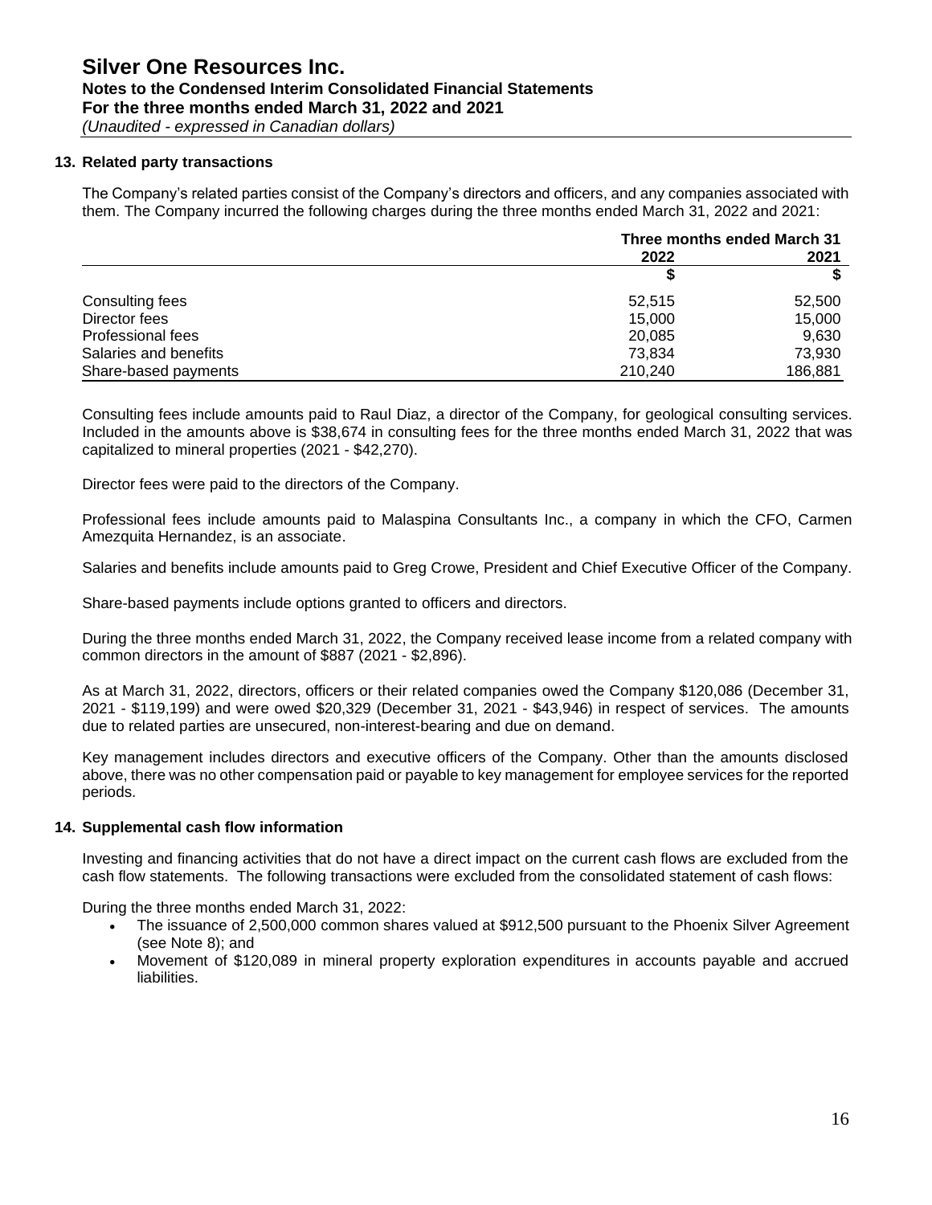# Silver One Resources Inc.

**Notes to the Condensed Interim Consolidated Financial Statements**
**For the three months ended March 31, 2022 and 2021**
*(Unaudited - expressed in Canadian dollars)*

## 13. Related party transactions

The Company's related parties consist of the Company's directors and officers, and any companies associated with them. The Company incurred the following charges during the three months ended March 31, 2022 and 2021:

| | Three months ended March 31 | |
|---|---|---|
| | 2022 | 2021 |
| | $ | $ |
| Consulting fees | 52,515 | 52,500 |
| Director fees | 15,000 | 15,000 |
| Professional fees | 20,085 | 9,630 |
| Salaries and benefits | 73,834 | 73,930 |
| Share-based payments | 210,240 | 186,881 |

Consulting fees include amounts paid to Raul Diaz, a director of the Company, for geological consulting services. Included in the amounts above is $38,674 in consulting fees for the three months ended March 31, 2022 that was capitalized to mineral properties (2021 - $42,270).

Director fees were paid to the directors of the Company.

Professional fees include amounts paid to Malaspina Consultants Inc., a company in which the CFO, Carmen Amezquita Hernandez, is an associate.

Salaries and benefits include amounts paid to Greg Crowe, President and Chief Executive Officer of the Company.

Share-based payments include options granted to officers and directors.

During the three months ended March 31, 2022, the Company received lease income from a related company with common directors in the amount of $887 (2021 - $2,896).

As at March 31, 2022, directors, officers or their related companies owed the Company $120,086 (December 31, 2021 - $119,199) and were owed $20,329 (December 31, 2021 - $43,946) in respect of services. The amounts due to related parties are unsecured, non-interest-bearing and due on demand.

Key management includes directors and executive officers of the Company. Other than the amounts disclosed above, there was no other compensation paid or payable to key management for employee services for the reported periods.

## 14. Supplemental cash flow information

Investing and financing activities that do not have a direct impact on the current cash flows are excluded from the cash flow statements. The following transactions were excluded from the consolidated statement of cash flows:

During the three months ended March 31, 2022:

- The issuance of 2,500,000 common shares valued at $912,500 pursuant to the Phoenix Silver Agreement (see Note 8); and
- Movement of $120,089 in mineral property exploration expenditures in accounts payable and accrued liabilities.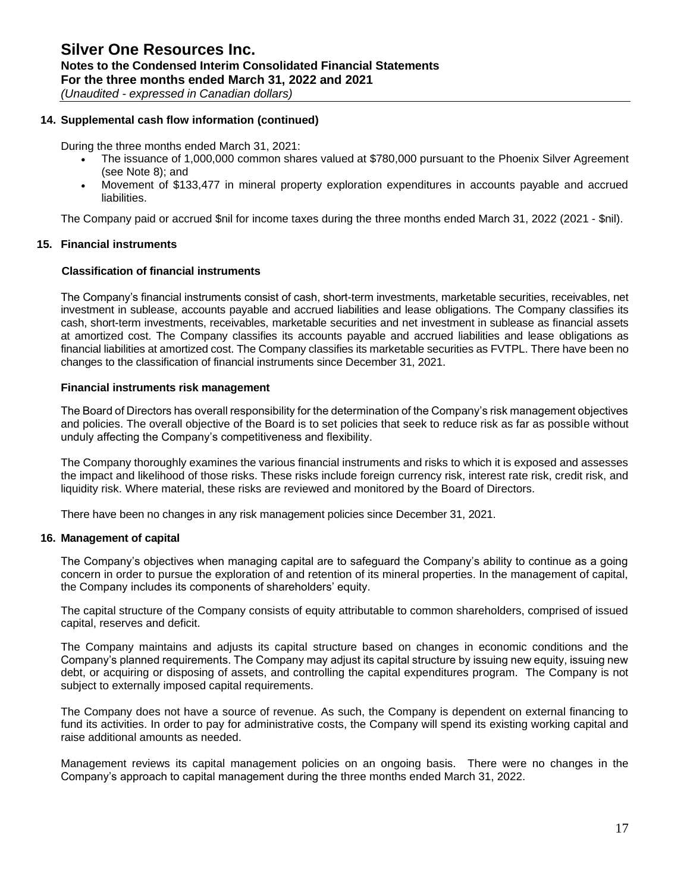### 14. Supplemental cash flow information (continued)

During the three months ended March 31, 2021:

- The issuance of 1,000,000 common shares valued at $780,000 pursuant to the Phoenix Silver Agreement (see Note 8); and
- Movement of $133,477 in mineral property exploration expenditures in accounts payable and accrued liabilities.

The Company paid or accrued $nil for income taxes during the three months ended March 31, 2022 (2021 - $nil).

### 15. Financial instruments

**Classification of financial instruments**

The Company's financial instruments consist of cash, short-term investments, marketable securities, receivables, net investment in sublease, accounts payable and accrued liabilities and lease obligations. The Company classifies its cash, short-term investments, receivables, marketable securities and net investment in sublease as financial assets at amortized cost. The Company classifies its accounts payable and accrued liabilities and lease obligations as financial liabilities at amortized cost. The Company classifies its marketable securities as FVTPL. There have been no changes to the classification of financial instruments since December 31, 2021.

**Financial instruments risk management**

The Board of Directors has overall responsibility for the determination of the Company's risk management objectives and policies. The overall objective of the Board is to set policies that seek to reduce risk as far as possible without unduly affecting the Company's competitiveness and flexibility.

The Company thoroughly examines the various financial instruments and risks to which it is exposed and assesses the impact and likelihood of those risks. These risks include foreign currency risk, interest rate risk, credit risk, and liquidity risk. Where material, these risks are reviewed and monitored by the Board of Directors.

There have been no changes in any risk management policies since December 31, 2021.

### 16. Management of capital

The Company's objectives when managing capital are to safeguard the Company's ability to continue as a going concern in order to pursue the exploration of and retention of its mineral properties. In the management of capital, the Company includes its components of shareholders' equity.

The capital structure of the Company consists of equity attributable to common shareholders, comprised of issued capital, reserves and deficit.

The Company maintains and adjusts its capital structure based on changes in economic conditions and the Company's planned requirements. The Company may adjust its capital structure by issuing new equity, issuing new debt, or acquiring or disposing of assets, and controlling the capital expenditures program. The Company is not subject to externally imposed capital requirements.

The Company does not have a source of revenue. As such, the Company is dependent on external financing to fund its activities. In order to pay for administrative costs, the Company will spend its existing working capital and raise additional amounts as needed.

Management reviews its capital management policies on an ongoing basis. There were no changes in the Company's approach to capital management during the three months ended March 31, 2022.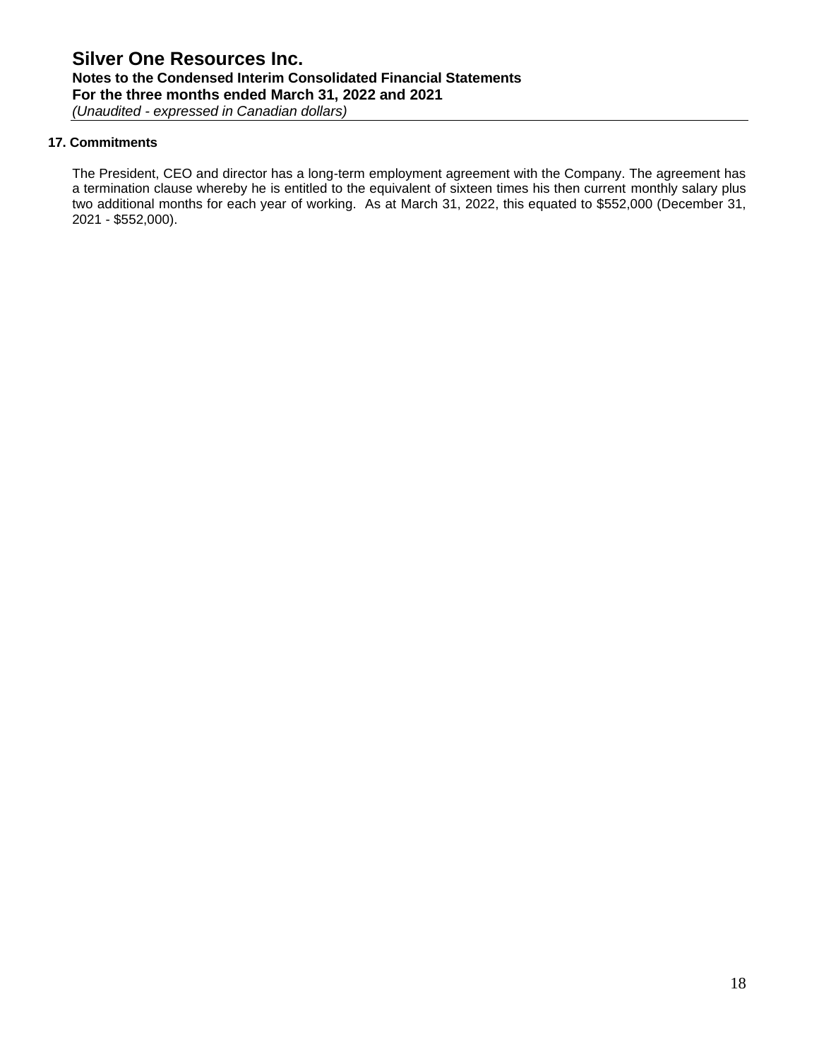## 17. Commitments

The President, CEO and director has a long-term employment agreement with the Company. The agreement has a termination clause whereby he is entitled to the equivalent of sixteen times his then current monthly salary plus two additional months for each year of working. As at March 31, 2022, this equated to $552,000 (December 31, 2021 - $552,000).